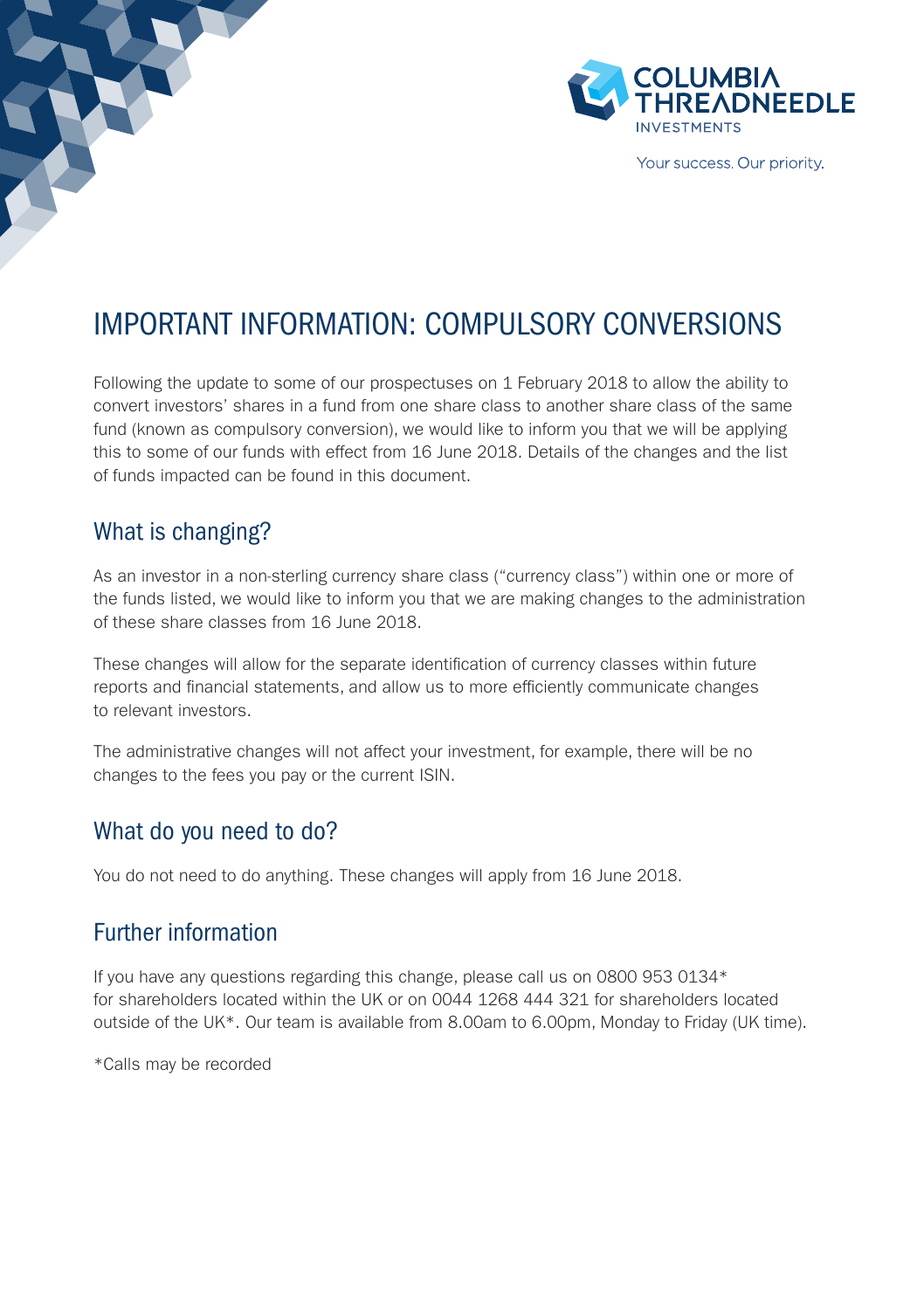COLUMBIA THREADNEEDLE INVESTMENTS

Your success. Our priority.

# IMPORTANT INFORMATION: COMPULSORY CONVERSIONS

Following the update to some of our prospectuses on 1 February 2018 to allow the ability to convert investors' shares in a fund from one share class to another share class of the same fund (known as compulsory conversion), we would like to inform you that we will be applying this to some of our funds with effect from 16 June 2018. Details of the changes and the list of funds impacted can be found in this document.

## What is changing?

As an investor in a non-sterling currency share class ("currency class") within one or more of the funds listed, we would like to inform you that we are making changes to the administration of these share classes from 16 June 2018.

These changes will allow for the separate identification of currency classes within future reports and financial statements, and allow us to more efficiently communicate changes to relevant investors.

The administrative changes will not affect your investment, for example, there will be no changes to the fees you pay or the current ISIN.

## What do you need to do?

You do not need to do anything. These changes will apply from 16 June 2018.

## Further information

If you have any questions regarding this change, please call us on 0800 953 0134* for shareholders located within the UK or on 0044 1268 444 321 for shareholders located outside of the UK*. Our team is available from 8.00am to 6.00pm, Monday to Friday (UK time).

*Calls may be recorded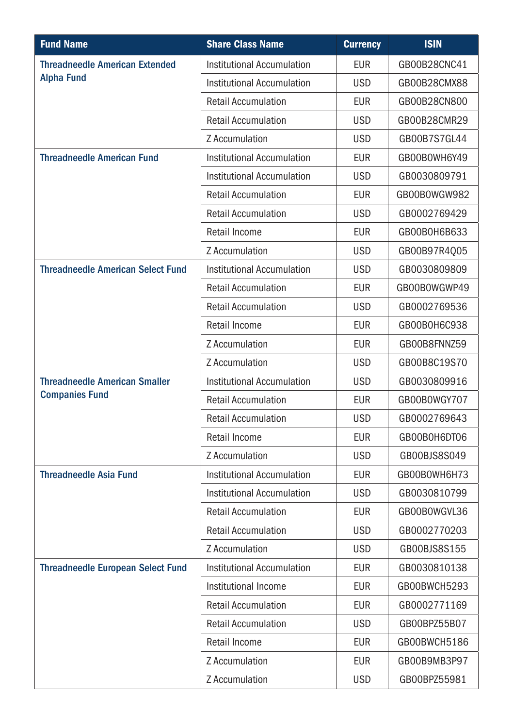| Fund Name | Share Class Name | Currency | ISIN |
|---|---|---|---|
| Threadneedle American Extended Alpha Fund | Institutional Accumulation | EUR | GB00B28CNC41 |
| | Institutional Accumulation | USD | GB00B28CMX88 |
| | Retail Accumulation | EUR | GB00B28CN800 |
| | Retail Accumulation | USD | GB00B28CMR29 |
| | Z Accumulation | USD | GB00B7S7GL44 |
| Threadneedle American Fund | Institutional Accumulation | EUR | GB00B0WH6Y49 |
| | Institutional Accumulation | USD | GB0030809791 |
| | Retail Accumulation | EUR | GB00B0WGW982 |
| | Retail Accumulation | USD | GB0002769429 |
| | Retail Income | EUR | GB00B0H6B633 |
| | Z Accumulation | USD | GB00B97R4Q05 |
| Threadneedle American Select Fund | Institutional Accumulation | USD | GB0030809809 |
| | Retail Accumulation | EUR | GB00B0WGWP49 |
| | Retail Accumulation | USD | GB0002769536 |
| | Retail Income | EUR | GB00B0H6C938 |
| | Z Accumulation | EUR | GB00B8FNNZ59 |
| | Z Accumulation | USD | GB00B8C19S70 |
| Threadneedle American Smaller Companies Fund | Institutional Accumulation | USD | GB0030809916 |
| | Retail Accumulation | EUR | GB00B0WGY707 |
| | Retail Accumulation | USD | GB0002769643 |
| | Retail Income | EUR | GB00B0H6DT06 |
| | Z Accumulation | USD | GB00BJS8S049 |
| Threadneedle Asia Fund | Institutional Accumulation | EUR | GB00B0WH6H73 |
| | Institutional Accumulation | USD | GB0030810799 |
| | Retail Accumulation | EUR | GB00B0WGVL36 |
| | Retail Accumulation | USD | GB0002770203 |
| | Z Accumulation | USD | GB00BJS8S155 |
| Threadneedle European Select Fund | Institutional Accumulation | EUR | GB0030810138 |
| | Institutional Income | EUR | GB00BWCH5293 |
| | Retail Accumulation | EUR | GB0002771169 |
| | Retail Accumulation | USD | GB00BPZ55B07 |
| | Retail Income | EUR | GB00BWCH5186 |
| | Z Accumulation | EUR | GB00B9MB3P97 |
| | Z Accumulation | USD | GB00BPZ55981 |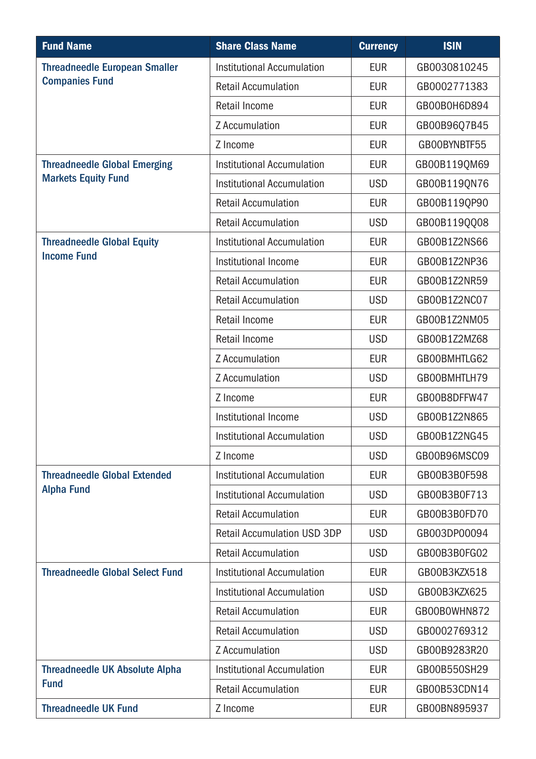| Fund Name | Share Class Name | Currency | ISIN |
|---|---|---|---|
| Threadneedle European Smaller Companies Fund | Institutional Accumulation | EUR | GB0030810245 |
| | Retail Accumulation | EUR | GB0002771383 |
| | Retail Income | EUR | GB00B0H6D894 |
| | Z Accumulation | EUR | GB00B96Q7B45 |
| | Z Income | EUR | GB00BYNBTF55 |
| Threadneedle Global Emerging Markets Equity Fund | Institutional Accumulation | EUR | GB00B119QM69 |
| | Institutional Accumulation | USD | GB00B119QN76 |
| | Retail Accumulation | EUR | GB00B119QP90 |
| | Retail Accumulation | USD | GB00B119QQ08 |
| Threadneedle Global Equity Income Fund | Institutional Accumulation | EUR | GB00B1Z2NS66 |
| | Institutional Income | EUR | GB00B1Z2NP36 |
| | Retail Accumulation | EUR | GB00B1Z2NR59 |
| | Retail Accumulation | USD | GB00B1Z2NC07 |
| | Retail Income | EUR | GB00B1Z2NM05 |
| | Retail Income | USD | GB00B1Z2MZ68 |
| | Z Accumulation | EUR | GB00BMHTLG62 |
| | Z Accumulation | USD | GB00BMHTLH79 |
| | Z Income | EUR | GB00B8DFFW47 |
| | Institutional Income | USD | GB00B1Z2N865 |
| | Institutional Accumulation | USD | GB00B1Z2NG45 |
| | Z Income | USD | GB00B96MSC09 |
| Threadneedle Global Extended Alpha Fund | Institutional Accumulation | EUR | GB00B3B0F598 |
| | Institutional Accumulation | USD | GB00B3B0F713 |
| | Retail Accumulation | EUR | GB00B3B0FD70 |
| | Retail Accumulation USD 3DP | USD | GB003DP00094 |
| | Retail Accumulation | USD | GB00B3B0FG02 |
| Threadneedle Global Select Fund | Institutional Accumulation | EUR | GB00B3KZX518 |
| | Institutional Accumulation | USD | GB00B3KZX625 |
| | Retail Accumulation | EUR | GB00B0WHN872 |
| | Retail Accumulation | USD | GB0002769312 |
| | Z Accumulation | USD | GB00B9283R20 |
| Threadneedle UK Absolute Alpha Fund | Institutional Accumulation | EUR | GB00B550SH29 |
| | Retail Accumulation | EUR | GB00B53CDN14 |
| Threadneedle UK Fund | Z Income | EUR | GB00BN895937 |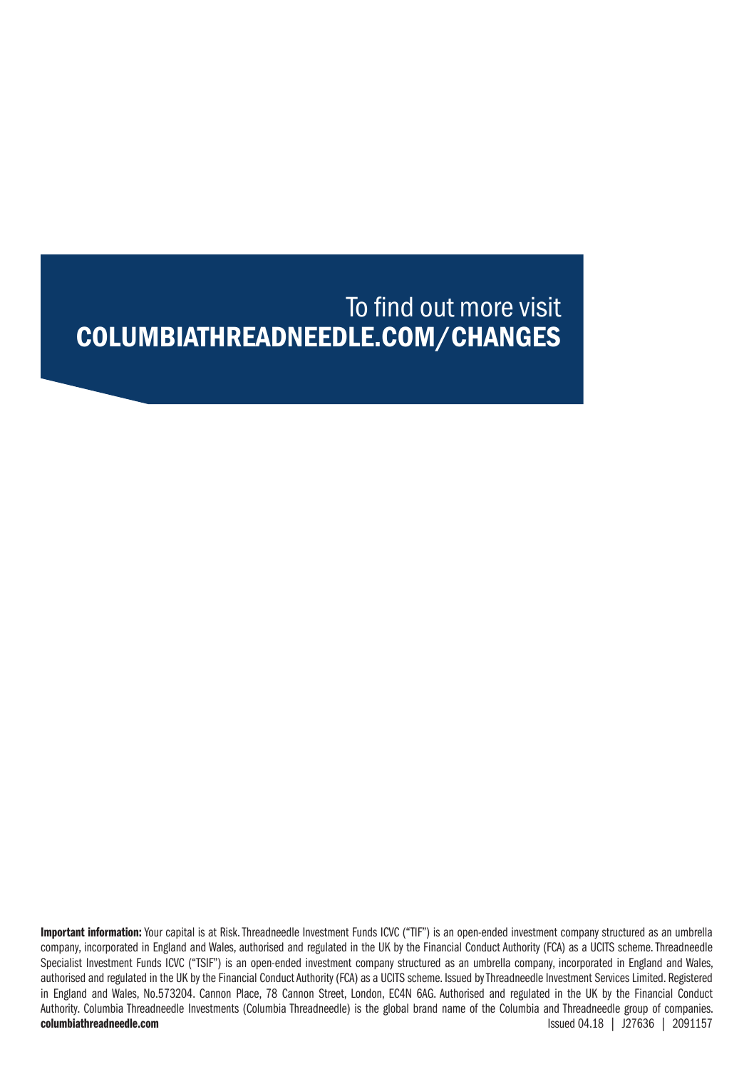To find out more visit
**COLUMBIATHREADNEEDLE.COM/CHANGES**

**Important information:** Your capital is at Risk. Threadneedle Investment Funds ICVC ("TIF") is an open-ended investment company structured as an umbrella company, incorporated in England and Wales, authorised and regulated in the UK by the Financial Conduct Authority (FCA) as a UCITS scheme. Threadneedle Specialist Investment Funds ICVC ("TSIF") is an open-ended investment company structured as an umbrella company, incorporated in England and Wales, authorised and regulated in the UK by the Financial Conduct Authority (FCA) as a UCITS scheme. Issued by Threadneedle Investment Services Limited. Registered in England and Wales, No.573204. Cannon Place, 78 Cannon Street, London, EC4N 6AG. Authorised and regulated in the UK by the Financial Conduct Authority. Columbia Threadneedle Investments (Columbia Threadneedle) is the global brand name of the Columbia and Threadneedle group of companies.
**columbiathreadneedle.com** Issued 04.18 | J27636 | 2091157